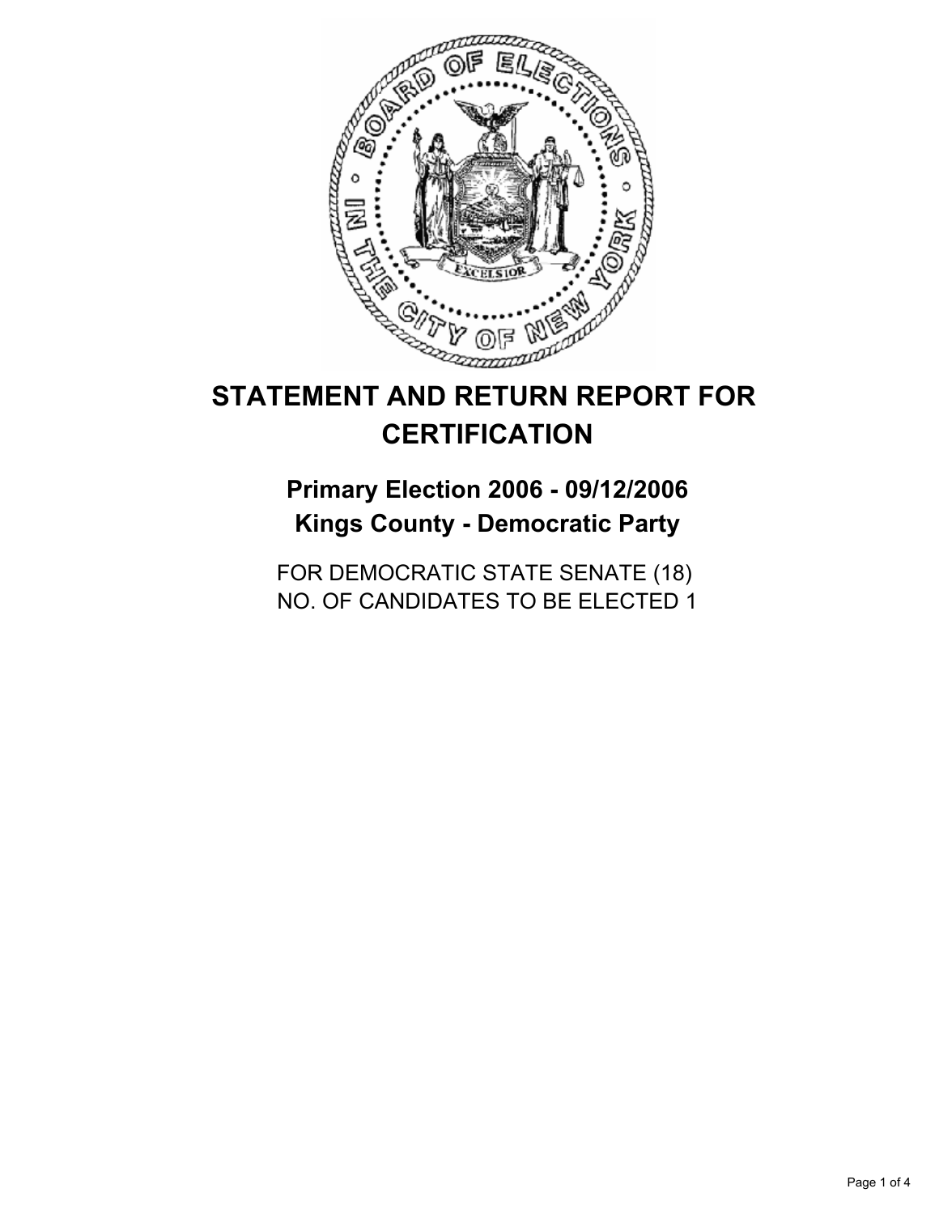# STATEMENT AND RETURN REPORT FOR CERTIFICATION

## Primary Election 2006 - 09/12/2006
## Kings County - Democratic Party

FOR DEMOCRATIC STATE SENATE (18)
NO. OF CANDIDATES TO BE ELECTED 1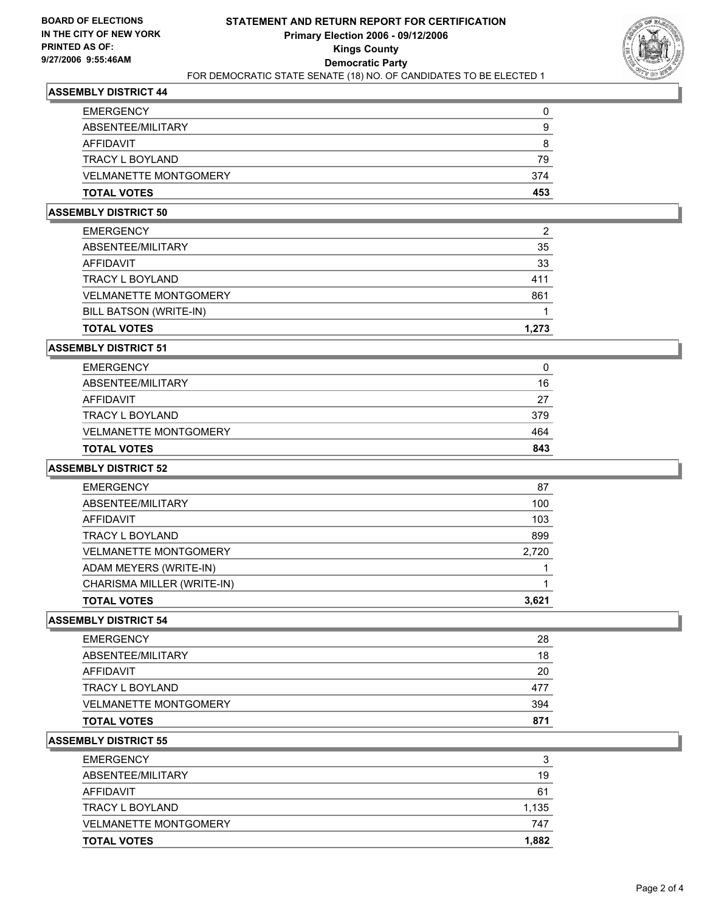BOARD OF ELECTIONS
IN THE CITY OF NEW YORK
PRINTED AS OF:
9/27/2006 9:55:46AM

# STATEMENT AND RETURN REPORT FOR CERTIFICATION
## Primary Election 2006 - 09/12/2006
## Kings County
## Democratic Party
FOR DEMOCRATIC STATE SENATE (18) NO. OF CANDIDATES TO BE ELECTED 1

### ASSEMBLY DISTRICT 44

| | |
|---|---|
| EMERGENCY | 0 |
| ABSENTEE/MILITARY | 9 |
| AFFIDAVIT | 8 |
| TRACY L BOYLAND | 79 |
| VELMANETTE MONTGOMERY | 374 |
| **TOTAL VOTES** | **453** |

### ASSEMBLY DISTRICT 50

| | |
|---|---|
| EMERGENCY | 2 |
| ABSENTEE/MILITARY | 35 |
| AFFIDAVIT | 33 |
| TRACY L BOYLAND | 411 |
| VELMANETTE MONTGOMERY | 861 |
| BILL BATSON (WRITE-IN) | 1 |
| **TOTAL VOTES** | **1,273** |

### ASSEMBLY DISTRICT 51

| | |
|---|---|
| EMERGENCY | 0 |
| ABSENTEE/MILITARY | 16 |
| AFFIDAVIT | 27 |
| TRACY L BOYLAND | 379 |
| VELMANETTE MONTGOMERY | 464 |
| **TOTAL VOTES** | **843** |

### ASSEMBLY DISTRICT 52

| | |
|---|---|
| EMERGENCY | 87 |
| ABSENTEE/MILITARY | 100 |
| AFFIDAVIT | 103 |
| TRACY L BOYLAND | 899 |
| VELMANETTE MONTGOMERY | 2,720 |
| ADAM MEYERS (WRITE-IN) | 1 |
| CHARISMA MILLER (WRITE-IN) | 1 |
| **TOTAL VOTES** | **3,621** |

### ASSEMBLY DISTRICT 54

| | |
|---|---|
| EMERGENCY | 28 |
| ABSENTEE/MILITARY | 18 |
| AFFIDAVIT | 20 |
| TRACY L BOYLAND | 477 |
| VELMANETTE MONTGOMERY | 394 |
| **TOTAL VOTES** | **871** |

### ASSEMBLY DISTRICT 55

| | |
|---|---|
| EMERGENCY | 3 |
| ABSENTEE/MILITARY | 19 |
| AFFIDAVIT | 61 |
| TRACY L BOYLAND | 1,135 |
| VELMANETTE MONTGOMERY | 747 |
| **TOTAL VOTES** | **1,882** |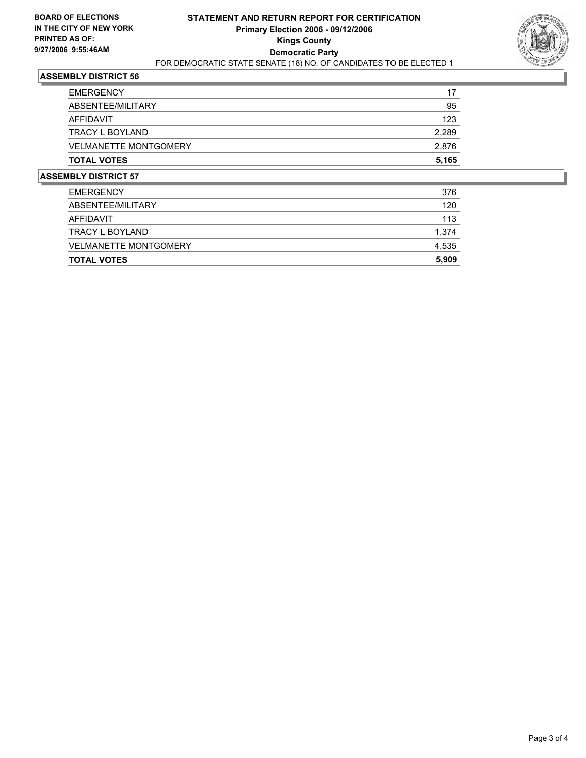**BOARD OF ELECTIONS IN THE CITY OF NEW YORK PRINTED AS OF: 9/27/2006 9:55:46AM**

# STATEMENT AND RETURN REPORT FOR CERTIFICATION
## Primary Election 2006 - 09/12/2006
## Kings County
## Democratic Party

FOR DEMOCRATIC STATE SENATE (18) NO. OF CANDIDATES TO BE ELECTED 1

### ASSEMBLY DISTRICT 56

| | |
|---|---|
| EMERGENCY | 17 |
| ABSENTEE/MILITARY | 95 |
| AFFIDAVIT | 123 |
| TRACY L BOYLAND | 2,289 |
| VELMANETTE MONTGOMERY | 2,876 |
| **TOTAL VOTES** | **5,165** |

### ASSEMBLY DISTRICT 57

| | |
|---|---|
| EMERGENCY | 376 |
| ABSENTEE/MILITARY | 120 |
| AFFIDAVIT | 113 |
| TRACY L BOYLAND | 1,374 |
| VELMANETTE MONTGOMERY | 4,535 |
| **TOTAL VOTES** | **5,909** |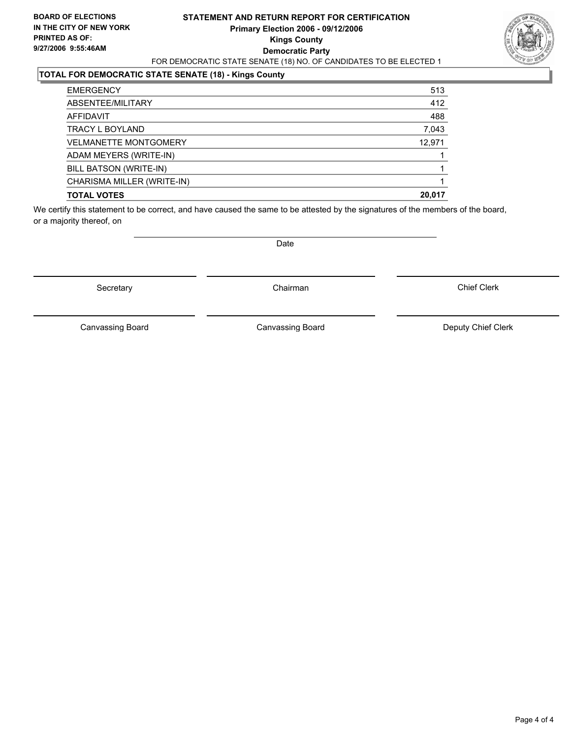**BOARD OF ELECTIONS IN THE CITY OF NEW YORK PRINTED AS OF: 9/27/2006 9:55:46AM**

**STATEMENT AND RETURN REPORT FOR CERTIFICATION**
**Primary Election 2006 - 09/12/2006**
**Kings County**
**Democratic Party**

FOR DEMOCRATIC STATE SENATE (18) NO. OF CANDIDATES TO BE ELECTED 1

**TOTAL FOR DEMOCRATIC STATE SENATE (18) - Kings County**

| | |
|---|---|
| EMERGENCY | 513 |
| ABSENTEE/MILITARY | 412 |
| AFFIDAVIT | 488 |
| TRACY L BOYLAND | 7,043 |
| VELMANETTE MONTGOMERY | 12,971 |
| ADAM MEYERS (WRITE-IN) | 1 |
| BILL BATSON (WRITE-IN) | 1 |
| CHARISMA MILLER (WRITE-IN) | 1 |
| **TOTAL VOTES** | **20,017** |

We certify this statement to be correct, and have caused the same to be attested by the signatures of the members of the board, or a majority thereof, on

Date

Secretary | Chairman | Chief Clerk

Canvassing Board | Canvassing Board | Deputy Chief Clerk